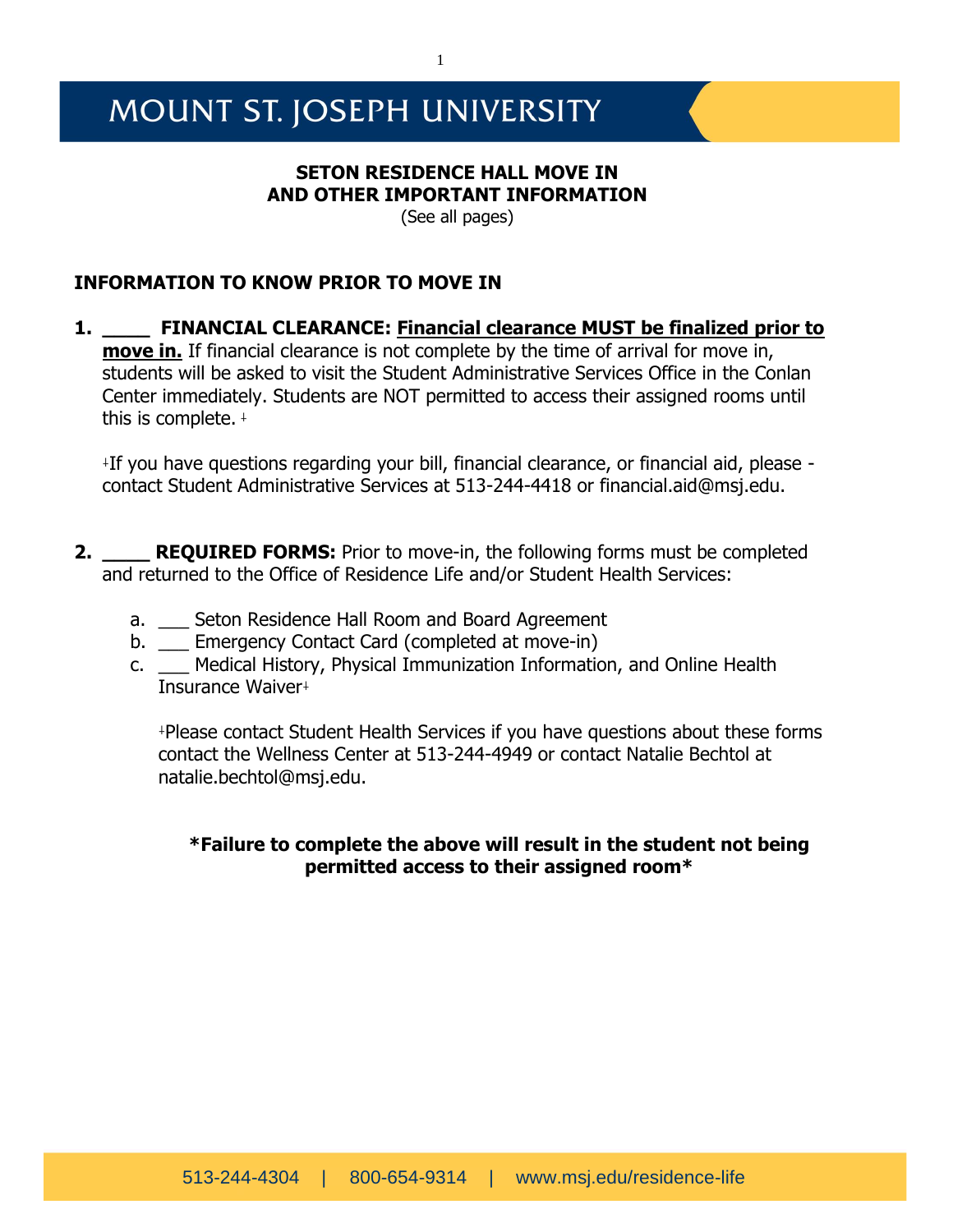# MOUNT ST. JOSEPH UNIVERSITY

**SETON RESIDENCE HALL MOVE IN**
**AND OTHER IMPORTANT INFORMATION**
(See all pages)

## INFORMATION TO KNOW PRIOR TO MOVE IN

1. **____ FINANCIAL CLEARANCE:** **Financial clearance MUST be finalized prior to move in.** If financial clearance is not complete by the time of arrival for move in, students will be asked to visit the Student Administrative Services Office in the Conlan Center immediately. Students are NOT permitted to access their assigned rooms until this is complete. ⸸

   ⸸If you have questions regarding your bill, financial clearance, or financial aid, please - contact Student Administrative Services at 513-244-4418 or financial.aid@msj.edu.

2. **____ REQUIRED FORMS:** Prior to move-in, the following forms must be completed and returned to the Office of Residence Life and/or Student Health Services:

   a. ___ Seton Residence Hall Room and Board Agreement
   b. ___ Emergency Contact Card (completed at move-in)
   c. ___ Medical History, Physical Immunization Information, and Online Health Insurance Waiver⸸

   ⸸Please contact Student Health Services if you have questions about these forms contact the Wellness Center at 513-244-4949 or contact Natalie Bechtol at natalie.bechtol@msj.edu.

**\*Failure to complete the above will result in the student not being permitted access to their assigned room\***

513-244-4304 | 800-654-9314 | www.msj.edu/residence-life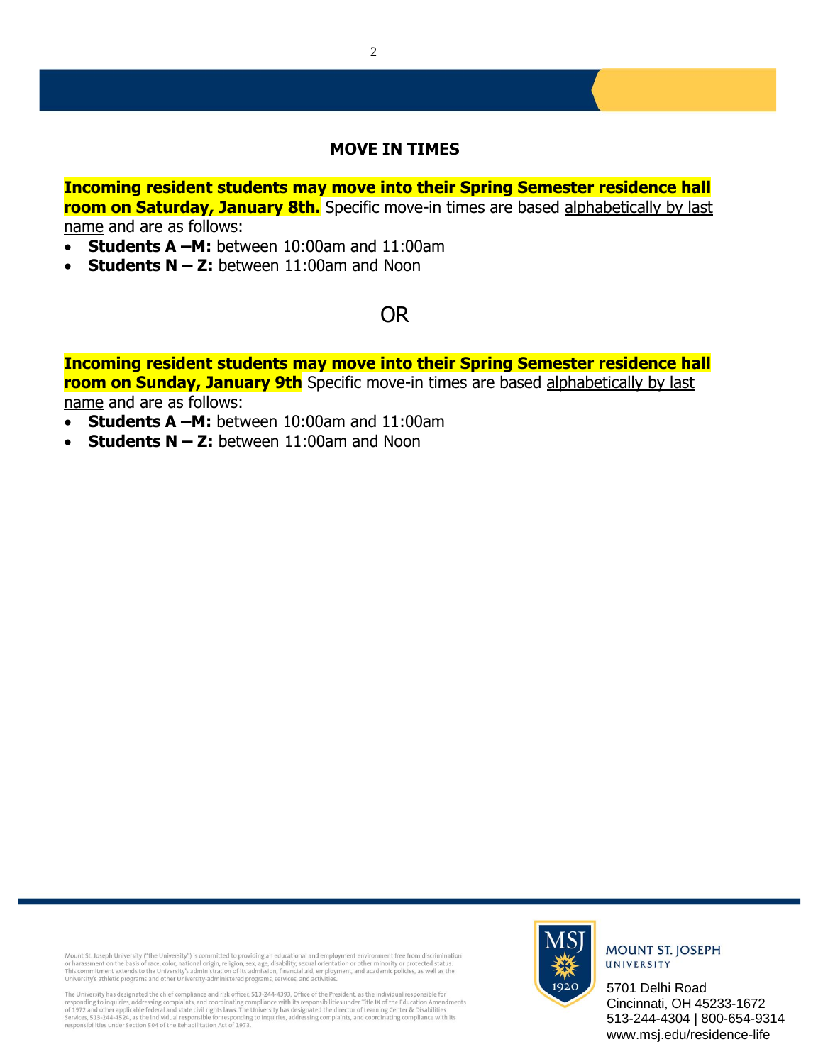## MOVE IN TIMES

**Incoming resident students may move into their Spring Semester residence hall room on Saturday, January 8th.** Specific move-in times are based alphabetically by last name and are as follows:

- **Students A –M:** between 10:00am and 11:00am
- **Students N – Z:** between 11:00am and Noon

OR

**Incoming resident students may move into their Spring Semester residence hall room on Sunday, January 9th** Specific move-in times are based alphabetically by last name and are as follows:

- **Students A –M:** between 10:00am and 11:00am
- **Students N – Z:** between 11:00am and Noon

Mount St. Joseph University ("the University") is committed to providing an educational and employment environment free from discrimination or harassment on the basis of race, color, national origin, religion, sex, age, disability, sexual orientation or other minority or protected status. This commitment extends to the University's administration of its admission, financial aid, employment, and academic policies, as well as the University's athletic programs and other University-administered programs, services, and activities.

The University has designated the chief compliance and risk officer, 513-244-4393, Office of the President, as the individual responsible for responding to inquiries, addressing complaints, and coordinating compliance with its responsibilities under Title IX of the Education Amendments of 1972 and other applicable federal and state civil rights laws. The University has designated the director of Learning Center & Disabilities Services, 513-244-4524, as the individual responsible for responding to inquiries, addressing complaints, and coordinating compliance with its responsibilities under Section 504 of the Rehabilitation Act of 1973.

MOUNT ST. JOSEPH UNIVERSITY

5701 Delhi Road
Cincinnati, OH 45233-1672
513-244-4304 | 800-654-9314
www.msj.edu/residence-life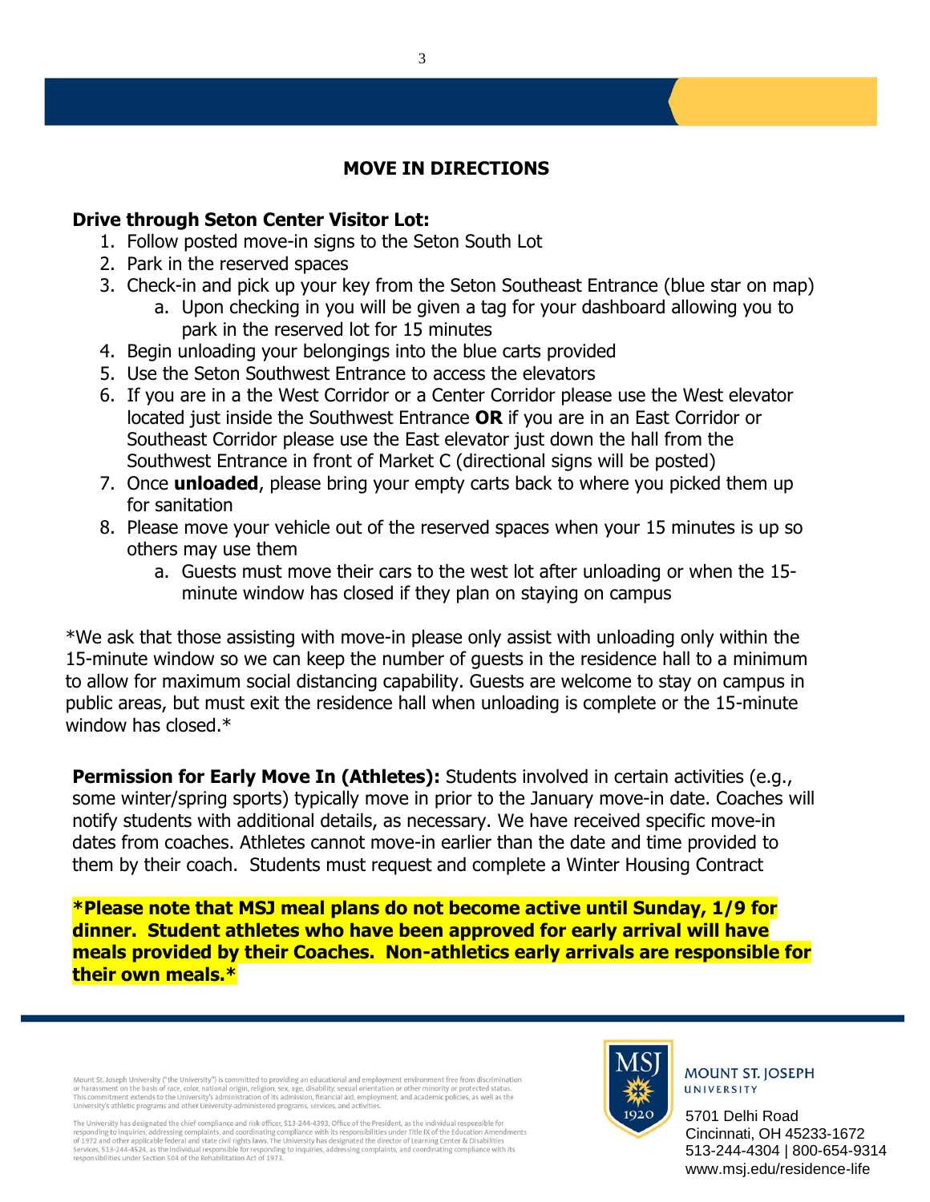## MOVE IN DIRECTIONS

**Drive through Seton Center Visitor Lot:**

1. Follow posted move-in signs to the Seton South Lot
2. Park in the reserved spaces
3. Check-in and pick up your key from the Seton Southeast Entrance (blue star on map)
    a. Upon checking in you will be given a tag for your dashboard allowing you to park in the reserved lot for 15 minutes
4. Begin unloading your belongings into the blue carts provided
5. Use the Seton Southwest Entrance to access the elevators
6. If you are in a the West Corridor or a Center Corridor please use the West elevator located just inside the Southwest Entrance **OR** if you are in an East Corridor or Southeast Corridor please use the East elevator just down the hall from the Southwest Entrance in front of Market C (directional signs will be posted)
7. Once **unloaded**, please bring your empty carts back to where you picked them up for sanitation
8. Please move your vehicle out of the reserved spaces when your 15 minutes is up so others may use them
    a. Guests must move their cars to the west lot after unloading or when the 15-minute window has closed if they plan on staying on campus

*We ask that those assisting with move-in please only assist with unloading only within the 15-minute window so we can keep the number of guests in the residence hall to a minimum to allow for maximum social distancing capability. Guests are welcome to stay on campus in public areas, but must exit the residence hall when unloading is complete or the 15-minute window has closed.*

**Permission for Early Move In (Athletes):** Students involved in certain activities (e.g., some winter/spring sports) typically move in prior to the January move-in date. Coaches will notify students with additional details, as necessary. We have received specific move-in dates from coaches. Athletes cannot move-in earlier than the date and time provided to them by their coach. Students must request and complete a Winter Housing Contract

**\*Please note that MSJ meal plans do not become active until Sunday, 1/9 for dinner. Student athletes who have been approved for early arrival will have meals provided by their Coaches. Non-athletics early arrivals are responsible for their own meals.\***

Mount St. Joseph University ("the University") is committed to providing an educational and employment environment free from discrimination or harassment on the basis of race, color, national origin, religion, sex, age, disability, sexual orientation or other minority or protected status. This commitment extends to the University's administration of its admission, financial aid, employment, and academic policies, as well as the University's athletic programs and other University-administered programs, services, and activities.

The University has designated the chief compliance and risk officer, 513-244-4393, Office of the President, as the individual responsible for responding to inquiries, addressing complaints, and coordinating compliance with its responsibilities under Title IX of the Education Amendments of 1972 and other applicable federal and state civil rights laws. The University has designated the director of Learning Center & Disabilities Services, 513-244-4524, as the individual responsible for responding to inquiries, addressing complaints, and coordinating compliance with its responsibilities under Section 504 of the Rehabilitation Act of 1973.

MSJ 1920

MOUNT ST. JOSEPH UNIVERSITY

5701 Delhi Road
Cincinnati, OH 45233-1672
513-244-4304 | 800-654-9314
www.msj.edu/residence-life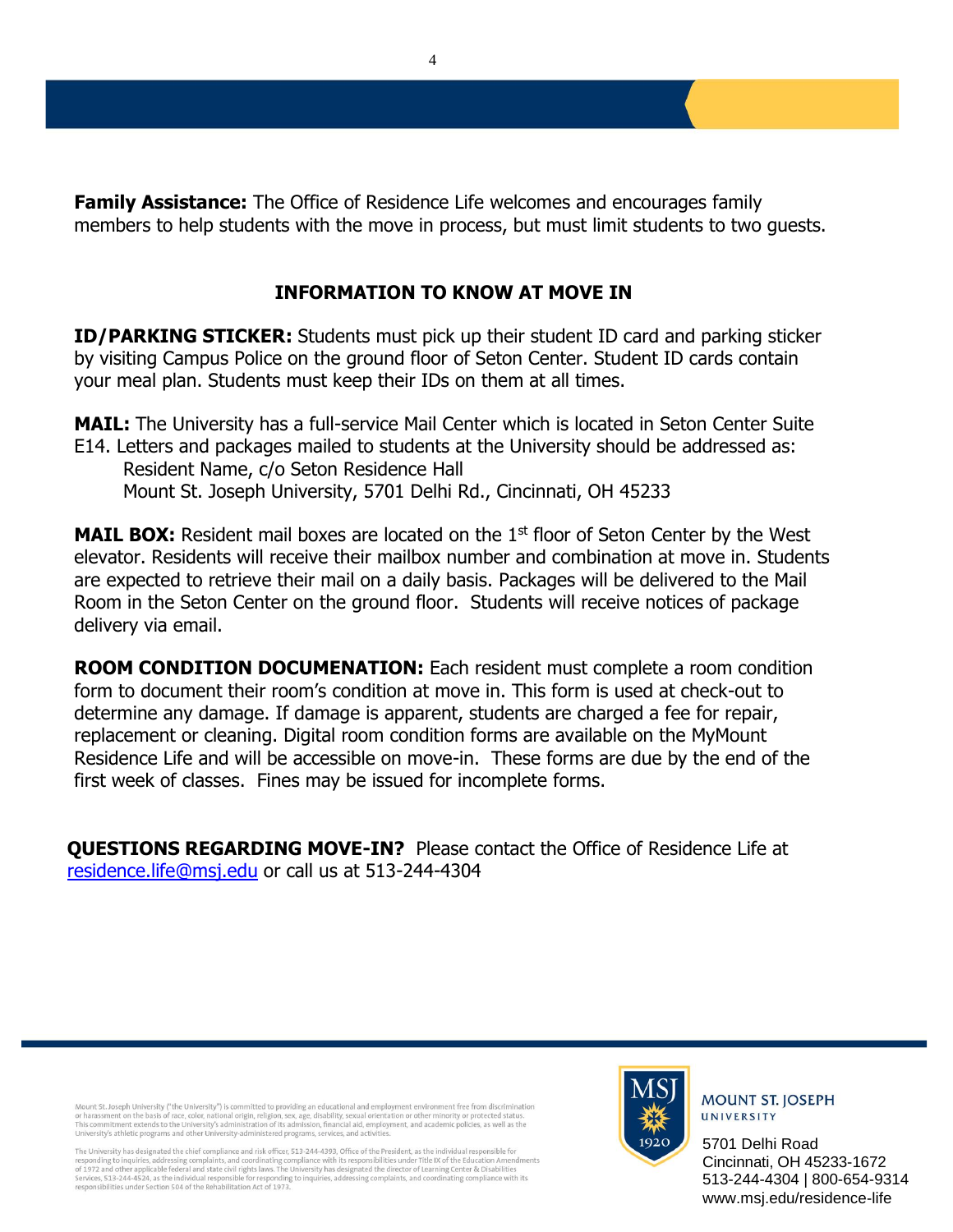**Family Assistance:** The Office of Residence Life welcomes and encourages family members to help students with the move in process, but must limit students to two guests.

## INFORMATION TO KNOW AT MOVE IN

**ID/PARKING STICKER:** Students must pick up their student ID card and parking sticker by visiting Campus Police on the ground floor of Seton Center. Student ID cards contain your meal plan. Students must keep their IDs on them at all times.

**MAIL:** The University has a full-service Mail Center which is located in Seton Center Suite E14. Letters and packages mailed to students at the University should be addressed as:

Resident Name, c/o Seton Residence Hall
Mount St. Joseph University, 5701 Delhi Rd., Cincinnati, OH 45233

**MAIL BOX:** Resident mail boxes are located on the 1st floor of Seton Center by the West elevator. Residents will receive their mailbox number and combination at move in. Students are expected to retrieve their mail on a daily basis. Packages will be delivered to the Mail Room in the Seton Center on the ground floor. Students will receive notices of package delivery via email.

**ROOM CONDITION DOCUMENATION:** Each resident must complete a room condition form to document their room's condition at move in. This form is used at check-out to determine any damage. If damage is apparent, students are charged a fee for repair, replacement or cleaning. Digital room condition forms are available on the MyMount Residence Life and will be accessible on move-in. These forms are due by the end of the first week of classes. Fines may be issued for incomplete forms.

**QUESTIONS REGARDING MOVE-IN?** Please contact the Office of Residence Life at residence.life@msj.edu or call us at 513-244-4304

Mount St. Joseph University ("the University") is committed to providing an educational and employment environment free from discrimination or harassment on the basis of race, color, national origin, religion, sex, age, disability, sexual orientation or other minority or protected status. This commitment extends to the University's administration of its admission, financial aid, employment, and academic policies, as well as the University's athletic programs and other University-administered programs, services, and activities.

The University has designated the chief compliance and risk officer, 513-244-4393, Office of the President, as the individual responsible for responding to inquiries, addressing complaints, and coordinating compliance with its responsibilities under Title IX of the Education Amendments of 1972 and other applicable federal and state civil rights laws. The University has designated the director of Learning Center & Disabilities Services, 513-244-4524, as the individual responsible for responding to inquiries, addressing complaints, and coordinating compliance with its responsibilities under Section 504 of the Rehabilitation Act of 1973.

MOUNT ST. JOSEPH UNIVERSITY

5701 Delhi Road
Cincinnati, OH 45233-1672
513-244-4304 | 800-654-9314
www.msj.edu/residence-life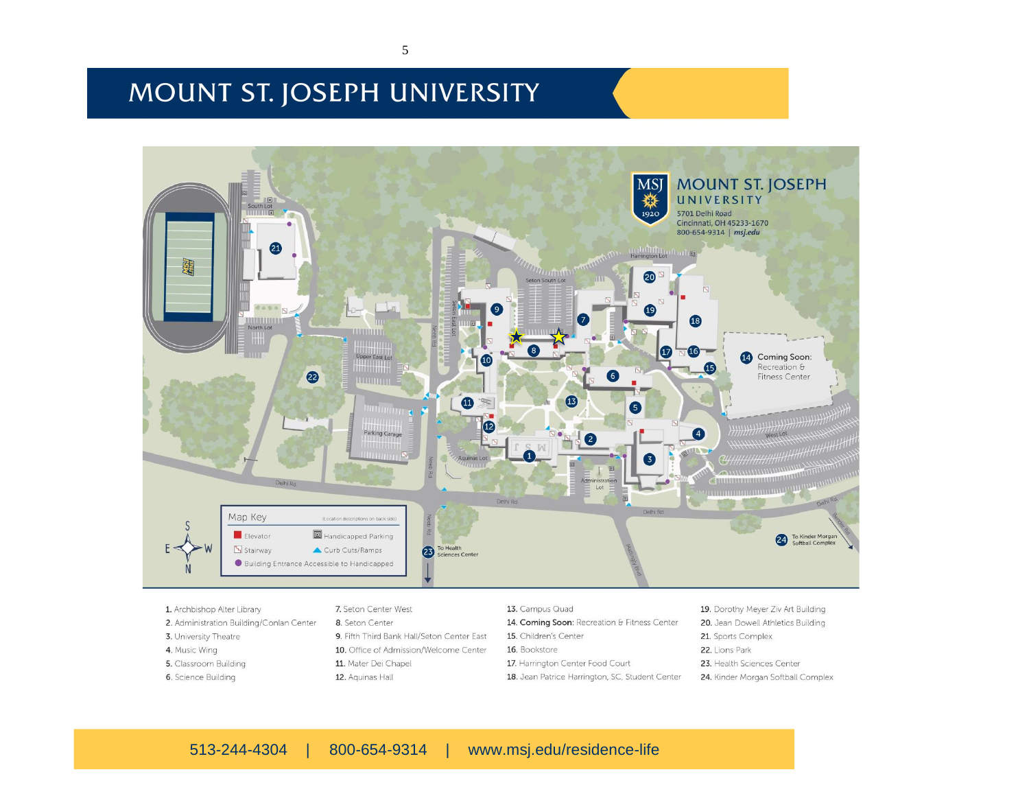# MOUNT ST. JOSEPH UNIVERSITY

**MOUNT ST. JOSEPH UNIVERSITY**
5701 Delhi Road
Cincinnati, OH 45233-1670
800-654-9314 | *msj.edu*

**Map Key** (Location descriptions on back side)

- Elevator
- Handicapped Parking
- Stairway
- Curb Cuts/Ramps
- Building Entrance Accessible to Handicapped

1. Archbishop Alter Library
2. Administration Building/Conlan Center
3. University Theatre
4. Music Wing
5. Classroom Building
6. Science Building
7. Seton Center West
8. Seton Center
9. Fifth Third Bank Hall/Seton Center East
10. Office of Admission/Welcome Center
11. Mater Dei Chapel
12. Aquinas Hall
13. Campus Quad
14. **Coming Soon:** Recreation & Fitness Center
15. Children's Center
16. Bookstore
17. Harrington Center Food Court
18. Jean Patrice Harrington, SC, Student Center
19. Dorothy Meyer Ziv Art Building
20. Jean Dowell Athletics Building
21. Sports Complex
22. Lions Park
23. Health Sciences Center
24. Kinder Morgan Softball Complex

513-244-4304 | 800-654-9314 | www.msj.edu/residence-life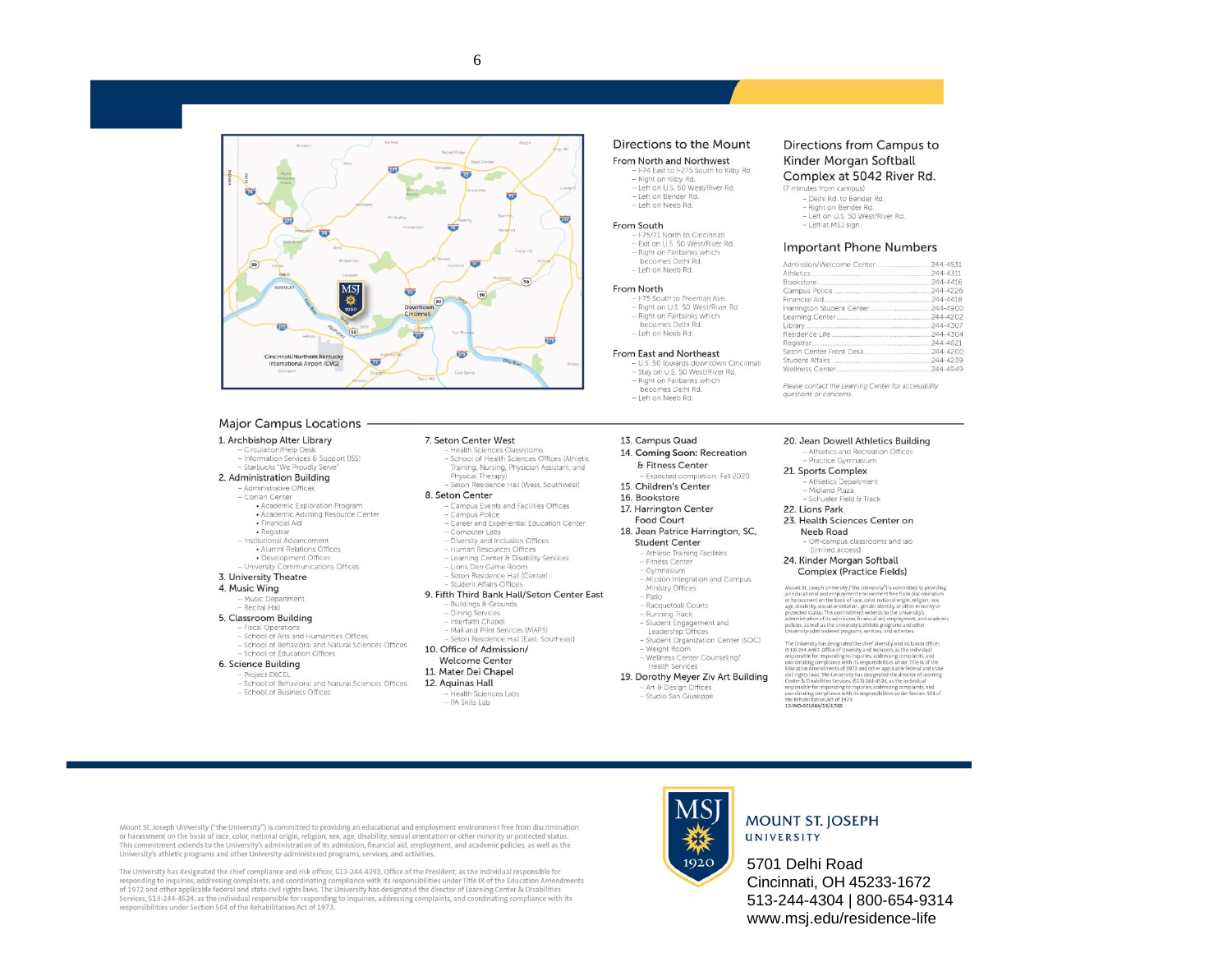## Directions to the Mount

**From North and Northwest**
- I-74 East to I-275 South to Kilby Rd.
- Right on Kilby Rd.
- Left on U.S. 50 West/River Rd.
- Left on Bender Rd.
- Left on Neeb Rd.

**From South**
- I-75/71 North to Cincinnati
- Exit on U.S. 50 West/River Rd.
- Right on Fairbanks which becomes Delhi Rd.
- Left on Neeb Rd.

**From North**
- I-75 South to Freeman Ave.
- Right on U.S. 50 West/River Rd.
- Right on Fairbanks which becomes Delhi Rd.
- Left on Neeb Rd.

**From East and Northeast**
- U.S. 50 towards downtown Cincinnati
- Stay on U.S. 50 West/River Rd.
- Right on Fairbanks which becomes Delhi Rd.
- Left on Neeb Rd.

## Directions from Campus to Kinder Morgan Softball Complex at 5042 River Rd.

(7 minutes from campus)
- Delhi Rd. to Bender Rd.
- Right on Bender Rd.
- Left on U.S. 50 West/River Rd.
- Left at MSJ sign.

## Important Phone Numbers

| | |
|---|---|
| Admission/Welcome Center | 244-4531 |
| Athletics | 244-4311 |
| Bookstore | 244-4416 |
| Campus Police | 244-4226 |
| Financial Aid | 244-4418 |
| Harrington Student Center | 244-4900 |
| Learning Center | 244-4202 |
| Library | 244-4307 |
| Residence Life | 244-4304 |
| Registrar | 244-4621 |
| Seton Center Front Desk | 244-4200 |
| Student Affairs | 244-4239 |
| Wellness Center | 244-4949 |

*Please contact the Learning Center for accessibility questions or concerns.*

## Major Campus Locations

1. Archbishop Alter Library
   - Circulation/Help Desk
   - Information Services & Support (ISS)
   - Starbucks "We Proudly Serve"
2. Administration Building
   - Administrative Offices
   - Conlan Center
     - Academic Exploration Program
     - Academic Advising Resource Center
     - Financial Aid
     - Registrar
   - Institutional Advancement
     - Alumni Relations Offices
     - Development Offices
   - University Communications Offices
3. University Theatre
4. Music Wing
   - Music Department
   - Recital Hall
5. Classroom Building
   - Fiscal Operations
   - School of Arts and Humanities Offices
   - School of Behavioral and Natural Sciences Offices
   - School of Education Offices
6. Science Building
   - Project EXCEL
   - School of Behavioral and Natural Sciences Offices
   - School of Business Offices
7. Seton Center West
   - Health Sciences Classrooms
   - School of Health Sciences Offices (Athletic Training, Nursing, Physician Assistant, and Physical Therapy)
   - Seton Residence Hall (West, Southwest)
8. Seton Center
   - Campus Events and Facilities Offices
   - Campus Police
   - Career and Experiential Education Center
   - Computer Labs
   - Diversity and Inclusion Offices
   - Human Resources Offices
   - Learning Center & Disability Services
   - Lions Den Game Room
   - Seton Residence Hall (Center)
   - Student Affairs Offices
9. Fifth Third Bank Hall/Seton Center East
   - Buildings & Grounds
   - Dining Services
   - Interfaith Chapel
   - Mail and Print Services (MAPS)
   - Seton Residence Hall (East, Southeast)
10. Office of Admission/Welcome Center
11. Mater Dei Chapel
12. Aquinas Hall
    - Health Sciences Labs
    - PA Skills Lab
13. Campus Quad
14. Coming Soon: Recreation & Fitness Center
    - Expected completion: Fall 2020
15. Children's Center
16. Bookstore
17. Harrington Center Food Court
18. Jean Patrice Harrington, SC, Student Center
    - Athletic Training Facilities
    - Fitness Center
    - Gymnasium
    - Mission Integration and Campus Ministry Offices
    - Patio
    - Racquetball Courts
    - Running Track
    - Student Engagement and Leadership Offices
    - Student Organization Center (SOC)
    - Weight Room
    - Wellness Center Counseling/Health Services
19. Dorothy Meyer Ziv Art Building
    - Art & Design Offices
    - Studio San Giuseppe
20. Jean Dowell Athletics Building
    - Athletics and Recreation Offices
    - Practice Gymnasium
21. Sports Complex
    - Athletics Department
    - Midland Plaza
    - Schueler Field & Track
22. Lions Park
23. Health Sciences Center on Neeb Road
    - Off-campus classrooms and lab (limited access)
24. Kinder Morgan Softball Complex (Practice Fields)

Mount St. Joseph University ("the University") is committed to providing an educational and employment environment free from discrimination or harassment on the basis of race, color, national origin, religion, sex, age, disability, sexual orientation or other minority or protected status. This commitment extends to the University's administration of its admission, financial aid, employment, and academic policies, as well as the University's athletic programs and other University-administered programs, services, and activities.

The University has designated the chief compliance and risk officer, 513-244-4393, Office of the President, as the individual responsible for responding to inquiries, addressing complaints, and coordinating compliance with its responsibilities under Title IX of the Education Amendments of 1972 and other applicable federal and state civil rights laws. The University has designated the director of Learning Center & Disabilities Services, 513-244-4524, as the individual responsible for responding to inquiries, addressing complaints, and coordinating compliance with its responsibilities under Section 504 of the Rehabilitation Act of 1973.

**MOUNT ST. JOSEPH UNIVERSITY**

5701 Delhi Road
Cincinnati, OH 45233-1672
513-244-4304 | 800-654-9314
www.msj.edu/residence-life